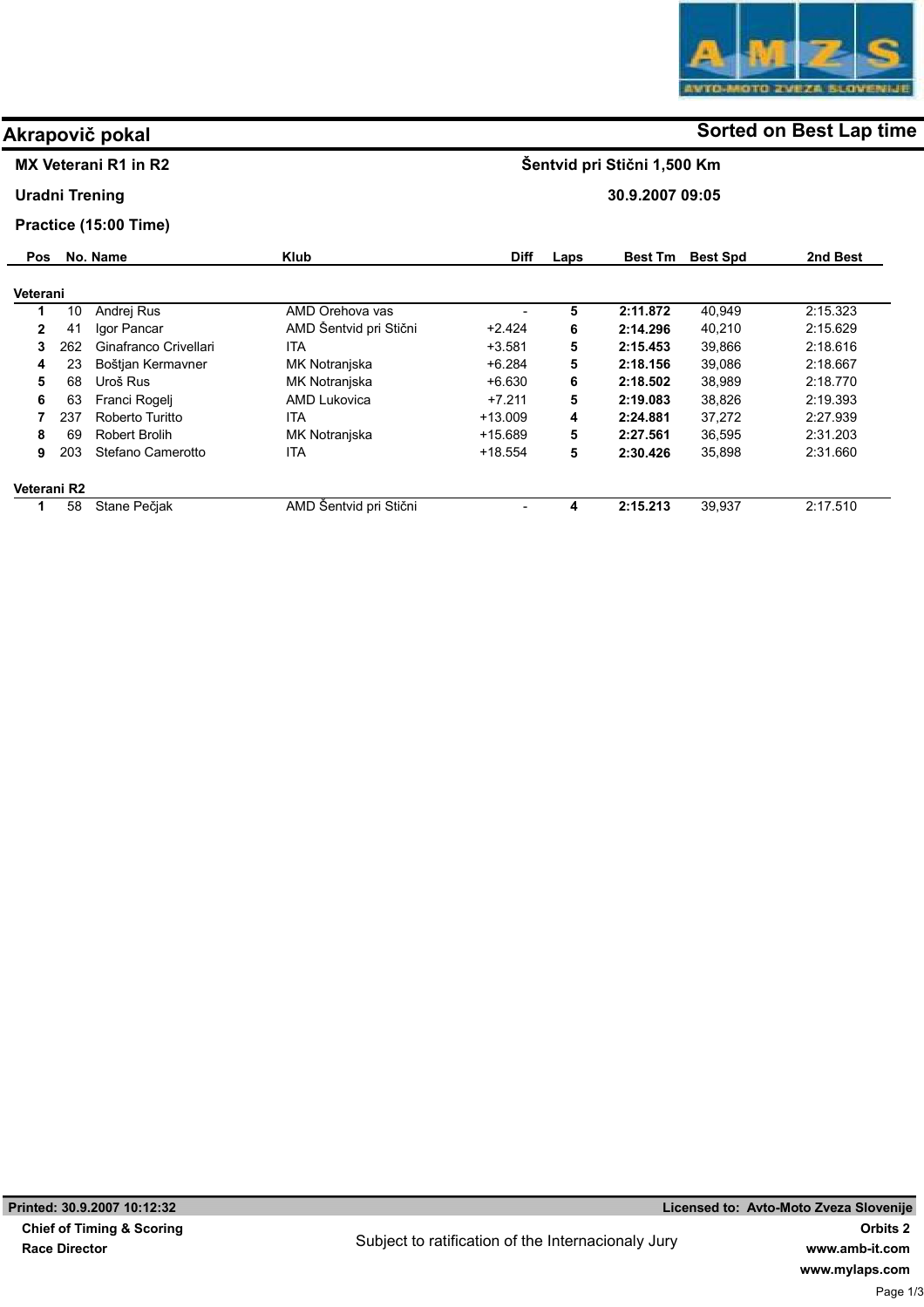# Akrapovič pokal

**Sorted on Best Lap time**

**MX Veterani R1 in R2** — **Šentvid pri Stični 1,500 Km**

**Uradni Trening** — **30.9.2007 09:05**

**Practice (15:00 Time)**

| Pos | No. | Name | Klub | Diff | Laps | Best Tm | Best Spd | 2nd Best |
|---|---|---|---|---|---|---|---|---|
| **Veterani** | | | | | | | | |
| **1** | 10 | Andrej Rus | AMD Orehova vas | - | **5** | **2:11.872** | 40,949 | 2:15.323 |
| **2** | 41 | Igor Pancar | AMD Šentvid pri Stični | +2.424 | **6** | **2:14.296** | 40,210 | 2:15.629 |
| **3** | 262 | Ginafranco Crivellari | ITA | +3.581 | **5** | **2:15.453** | 39,866 | 2:18.616 |
| **4** | 23 | Boštjan Kermavner | MK Notranjska | +6.284 | **5** | **2:18.156** | 39,086 | 2:18.667 |
| **5** | 68 | Uroš Rus | MK Notranjska | +6.630 | **6** | **2:18.502** | 38,989 | 2:18.770 |
| **6** | 63 | Franci Rogelj | AMD Lukovica | +7.211 | **5** | **2:19.083** | 38,826 | 2:19.393 |
| **7** | 237 | Roberto Turitto | ITA | +13.009 | **4** | **2:24.881** | 37,272 | 2:27.939 |
| **8** | 69 | Robert Brolih | MK Notranjska | +15.689 | **5** | **2:27.561** | 36,595 | 2:31.203 |
| **9** | 203 | Stefano Camerotto | ITA | +18.554 | **5** | **2:30.426** | 35,898 | 2:31.660 |
| **Veterani R2** | | | | | | | | |
| **1** | 58 | Stane Pečjak | AMD Šentvid pri Stični | - | **4** | **2:15.213** | 39,937 | 2:17.510 |

**Printed: 30.9.2007 10:12:32** — **Licensed to: Avto-Moto Zveza Slovenije**

**Chief of Timing & Scoring**

**Race Director**

Subject to ratification of the Internacionaly Jury

**Orbits 2**
**www.amb-it.com**
**www.mylaps.com**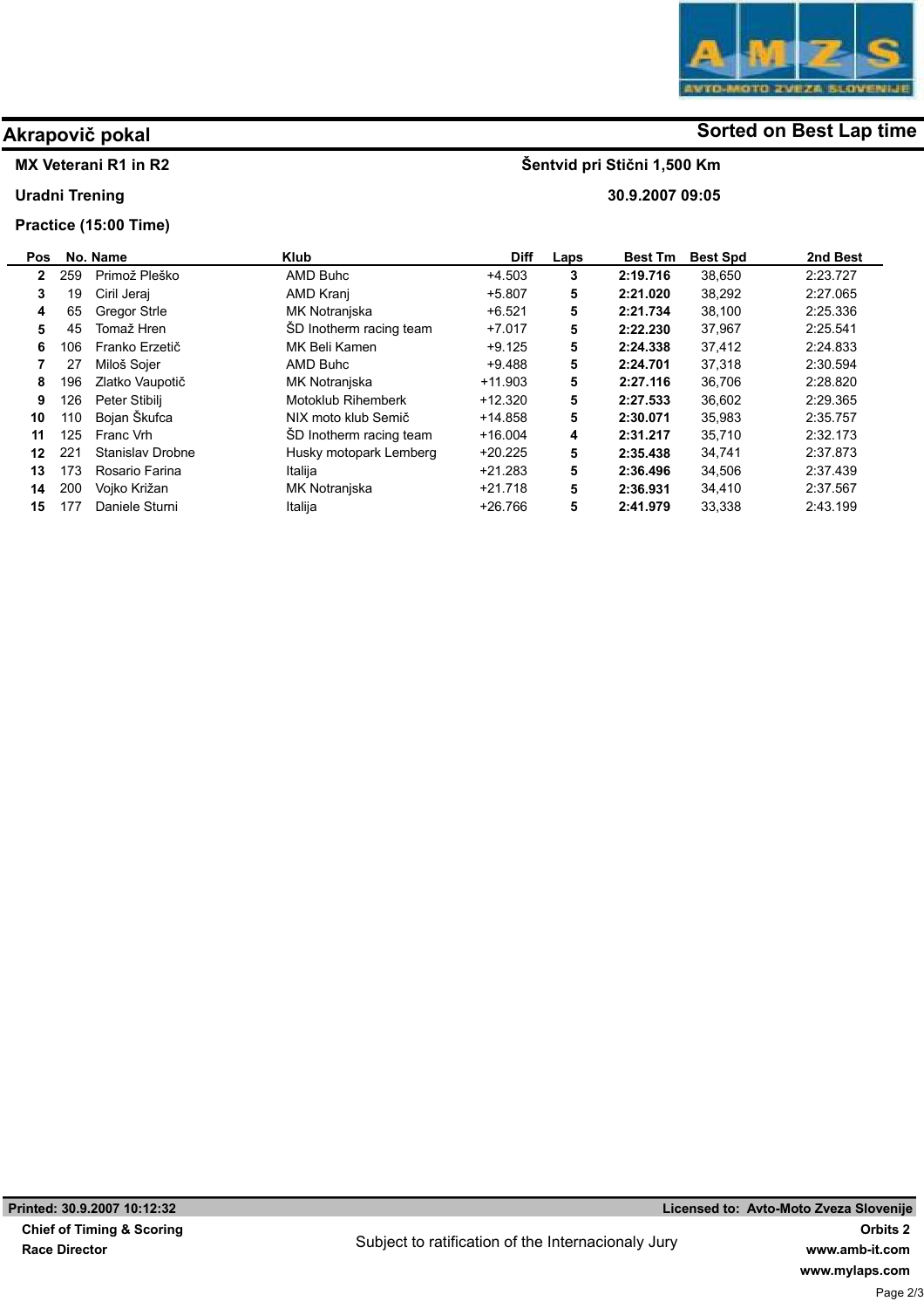## Akrapovič pokal

**Sorted on Best Lap time**

**MX Veterani R1 in R2**

**Šentvid pri Stični 1,500 Km**

**Uradni Trening**

**30.9.2007 09:05**

**Practice (15:00 Time)**

| Pos | No. | Name | Klub | Diff | Laps | Best Tm | Best Spd | 2nd Best |
|---|---|---|---|---|---|---|---|---|
| 2 | 259 | Primož Pleško | AMD Buhc | +4.503 | 3 | 2:19.716 | 38,650 | 2:23.727 |
| 3 | 19 | Ciril Jeraj | AMD Kranj | +5.807 | 5 | 2:21.020 | 38,292 | 2:27.065 |
| 4 | 65 | Gregor Strle | MK Notranjska | +6.521 | 5 | 2:21.734 | 38,100 | 2:25.336 |
| 5 | 45 | Tomaž Hren | ŠD Inotherm racing team | +7.017 | 5 | 2:22.230 | 37,967 | 2:25.541 |
| 6 | 106 | Franko Erzetič | MK Beli Kamen | +9.125 | 5 | 2:24.338 | 37,412 | 2:24.833 |
| 7 | 27 | Miloš Sojer | AMD Buhc | +9.488 | 5 | 2:24.701 | 37,318 | 2:30.594 |
| 8 | 196 | Zlatko Vaupotič | MK Notranjska | +11.903 | 5 | 2:27.116 | 36,706 | 2:28.820 |
| 9 | 126 | Peter Stibilj | Motoklub Rihemberk | +12.320 | 5 | 2:27.533 | 36,602 | 2:29.365 |
| 10 | 110 | Bojan Škufca | NIX moto klub Semič | +14.858 | 5 | 2:30.071 | 35,983 | 2:35.757 |
| 11 | 125 | Franc Vrh | ŠD Inotherm racing team | +16.004 | 4 | 2:31.217 | 35,710 | 2:32.173 |
| 12 | 221 | Stanislav Drobne | Husky motopark Lemberg | +20.225 | 5 | 2:35.438 | 34,741 | 2:37.873 |
| 13 | 173 | Rosario Farina | Italija | +21.283 | 5 | 2:36.496 | 34,506 | 2:37.439 |
| 14 | 200 | Vojko Križan | MK Notranjska | +21.718 | 5 | 2:36.931 | 34,410 | 2:37.567 |
| 15 | 177 | Daniele Sturni | Italija | +26.766 | 5 | 2:41.979 | 33,338 | 2:43.199 |

Printed: 30.9.2007 10:12:32

Licensed to: Avto-Moto Zveza Slovenije

Chief of Timing & Scoring

Race Director

Subject to ratification of the Internacionaly Jury

Orbits 2

www.amb-it.com

www.mylaps.com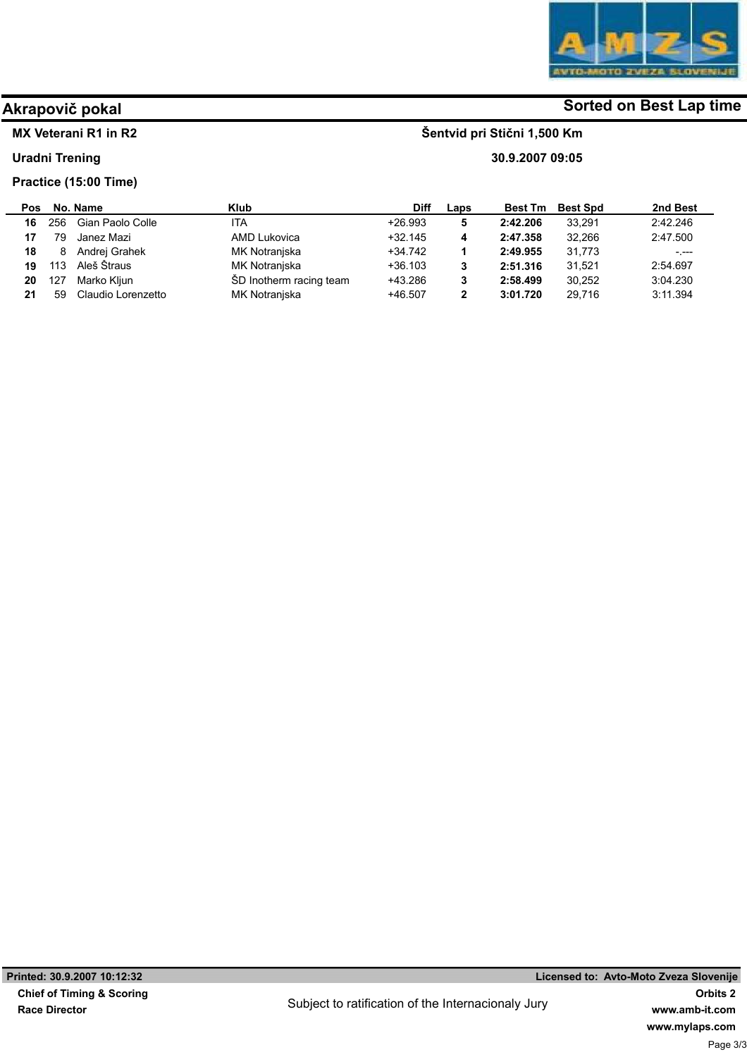## Akrapovič pokal

**Sorted on Best Lap time**

**MX Veterani R1 in R2** — **Šentvid pri Stični 1,500 Km**

**Uradni Trening** — **30.9.2007 09:05**

**Practice (15:00 Time)**

| Pos | No. | Name | Klub | Diff | Laps | Best Tm | Best Spd | 2nd Best |
|---|---|---|---|---|---|---|---|---|
| **16** | 256 | Gian Paolo Colle | ITA | +26.993 | **5** | **2:42.206** | 33,291 | 2:42.246 |
| **17** | 79 | Janez Mazi | AMD Lukovica | +32.145 | **4** | **2:47.358** | 32,266 | 2:47.500 |
| **18** | 8 | Andrej Grahek | MK Notranjska | +34.742 | **1** | **2:49.955** | 31,773 | -.--- |
| **19** | 113 | Aleš Štraus | MK Notranjska | +36.103 | **3** | **2:51.316** | 31,521 | 2:54.697 |
| **20** | 127 | Marko Kljun | ŠD Inotherm racing team | +43.286 | **3** | **2:58.499** | 30,252 | 3:04.230 |
| **21** | 59 | Claudio Lorenzetto | MK Notranjska | +46.507 | **2** | **3:01.720** | 29,716 | 3:11.394 |

**Printed: 30.9.2007 10:12:32** — **Licensed to: Avto-Moto Zveza Slovenije**

**Chief of Timing & Scoring**

**Race Director**

Subject to ratification of the Internacionaly Jury

**Orbits 2**

**www.amb-it.com**

**www.mylaps.com**